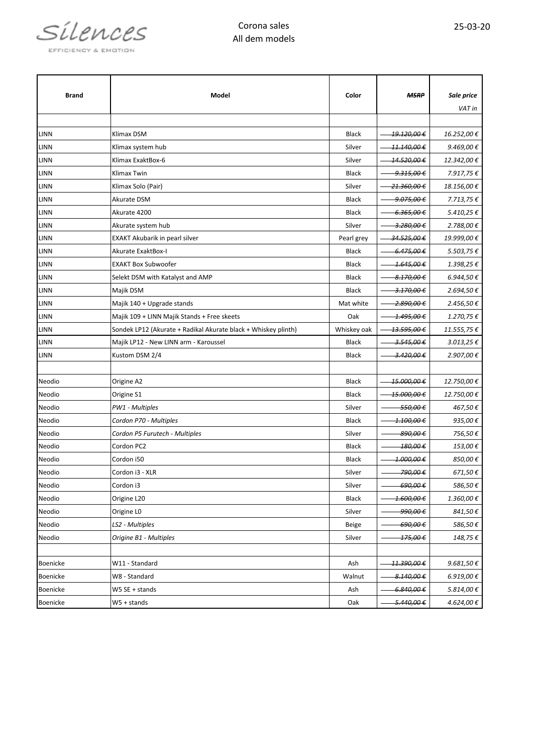Sílences

EFFICIENCY & EMOTION

Corona sales
All dem models

25-03-20

| Brand | Model | Color | ~~MSRP~~ | *Sale price* *VAT in* |
|---|---|---|---|---|
| | | | | |
| LINN | Klimax DSM | Black | ~~19.120,00 €~~ | *16.252,00 €* |
| LINN | Klimax system hub | Silver | ~~11.140,00 €~~ | *9.469,00 €* |
| LINN | Klimax ExaktBox-6 | Silver | ~~14.520,00 €~~ | *12.342,00 €* |
| LINN | Klimax Twin | Black | ~~9.315,00 €~~ | *7.917,75 €* |
| LINN | Klimax Solo (Pair) | Silver | ~~21.360,00 €~~ | *18.156,00 €* |
| LINN | Akurate DSM | Black | ~~9.075,00 €~~ | *7.713,75 €* |
| LINN | Akurate 4200 | Black | ~~6.365,00 €~~ | *5.410,25 €* |
| LINN | Akurate system hub | Silver | ~~3.280,00 €~~ | *2.788,00 €* |
| LINN | EXAKT Akubarik in pearl silver | Pearl grey | ~~34.525,00 €~~ | *19.999,00 €* |
| LINN | Akurate ExaktBox-I | Black | ~~6.475,00 €~~ | *5.503,75 €* |
| LINN | EXAKT Box Subwoofer | Black | ~~1.645,00 €~~ | *1.398,25 €* |
| LINN | Selekt DSM with Katalyst and AMP | Black | ~~8.170,00 €~~ | *6.944,50 €* |
| LINN | Majik DSM | Black | ~~3.170,00 €~~ | *2.694,50 €* |
| LINN | Majik 140 + Upgrade stands | Mat white | ~~2.890,00 €~~ | *2.456,50 €* |
| LINN | Majik 109 + LINN Majik Stands + Free skeets | Oak | ~~1.495,00 €~~ | *1.270,75 €* |
| LINN | Sondek LP12 (Akurate + Radikal Akurate black + Whiskey plinth) | Whiskey oak | ~~13.595,00 €~~ | *11.555,75 €* |
| LINN | Majik LP12 - New LINN arm - Karoussel | Black | ~~3.545,00 €~~ | *3.013,25 €* |
| LINN | Kustom DSM 2/4 | Black | ~~3.420,00 €~~ | *2.907,00 €* |
| | | | | |
| Neodio | Origine A2 | Black | ~~15.000,00 €~~ | *12.750,00 €* |
| Neodio | Origine S1 | Black | ~~15.000,00 €~~ | *12.750,00 €* |
| Neodio | *PW1 - Multiples* | Silver | ~~550,00 €~~ | *467,50 €* |
| Neodio | *Cordon P70 - Multiples* | Black | ~~1.100,00 €~~ | *935,00 €* |
| Neodio | *Cordon P5 Furutech - Multiples* | Silver | ~~890,00 €~~ | *756,50 €* |
| Neodio | Cordon PC2 | Black | ~~180,00 €~~ | *153,00 €* |
| Neodio | Cordon i50 | Black | ~~1.000,00 €~~ | *850,00 €* |
| Neodio | Cordon i3 - XLR | Silver | ~~790,00 €~~ | *671,50 €* |
| Neodio | Cordon i3 | Silver | ~~690,00 €~~ | *586,50 €* |
| Neodio | Origine L20 | Black | ~~1.600,00 €~~ | *1.360,00 €* |
| Neodio | Origine L0 | Silver | ~~990,00 €~~ | *841,50 €* |
| Neodio | *LS2 - Multiples* | Beige | ~~690,00 €~~ | *586,50 €* |
| Neodio | *Origine B1 - Multiples* | Silver | ~~175,00 €~~ | *148,75 €* |
| | | | | |
| Boenicke | W11 - Standard | Ash | ~~11.390,00 €~~ | *9.681,50 €* |
| Boenicke | W8 - Standard | Walnut | ~~8.140,00 €~~ | *6.919,00 €* |
| Boenicke | W5 SE + stands | Ash | ~~6.840,00 €~~ | *5.814,00 €* |
| Boenicke | W5 + stands | Oak | ~~5.440,00 €~~ | *4.624,00 €* |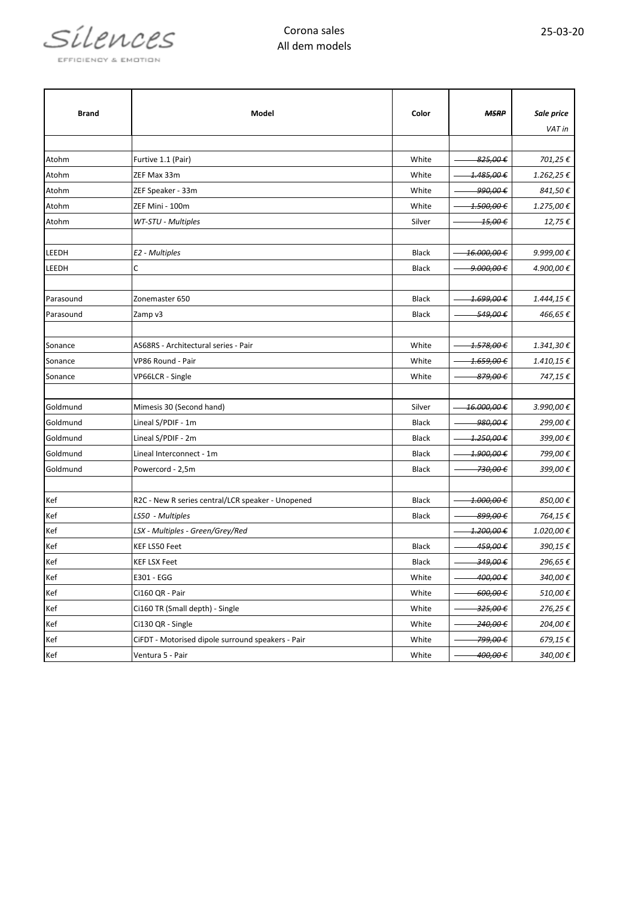Silences
EFFICIENCY & EMOTION

Corona sales
All dem models

25-03-20

| Brand | Model | Color | ~~MSRP~~ | *Sale price* *VAT in* |
|---|---|---|---|---|
| | | | | |
| Atohm | Furtive 1.1 (Pair) | White | ~~*825,00 €*~~ | *701,25 €* |
| Atohm | ZEF Max 33m | White | ~~*1.485,00 €*~~ | *1.262,25 €* |
| Atohm | ZEF Speaker - 33m | White | ~~*990,00 €*~~ | *841,50 €* |
| Atohm | ZEF Mini - 100m | White | ~~*1.500,00 €*~~ | *1.275,00 €* |
| Atohm | *WT-STU - Multiples* | Silver | ~~*15,00 €*~~ | *12,75 €* |
| | | | | |
| LEEDH | *E2 - Multiples* | Black | ~~*16.000,00 €*~~ | *9.999,00 €* |
| LEEDH | C | Black | ~~*9.000,00 €*~~ | *4.900,00 €* |
| | | | | |
| Parasound | Zonemaster 650 | Black | ~~*1.699,00 €*~~ | *1.444,15 €* |
| Parasound | Zamp v3 | Black | ~~*549,00 €*~~ | *466,65 €* |
| | | | | |
| Sonance | AS68RS - Architectural series - Pair | White | ~~*1.578,00 €*~~ | *1.341,30 €* |
| Sonance | VP86 Round - Pair | White | ~~*1.659,00 €*~~ | *1.410,15 €* |
| Sonance | VP66LCR - Single | White | ~~*879,00 €*~~ | *747,15 €* |
| | | | | |
| Goldmund | Mimesis 30 (Second hand) | Silver | ~~*16.000,00 €*~~ | *3.990,00 €* |
| Goldmund | Lineal S/PDIF - 1m | Black | ~~*980,00 €*~~ | *299,00 €* |
| Goldmund | Lineal S/PDIF - 2m | Black | ~~*1.250,00 €*~~ | *399,00 €* |
| Goldmund | Lineal Interconnect - 1m | Black | ~~*1.900,00 €*~~ | *799,00 €* |
| Goldmund | Powercord - 2,5m | Black | ~~*730,00 €*~~ | *399,00 €* |
| | | | | |
| Kef | R2C - New R series central/LCR speaker - Unopened | Black | ~~*1.000,00 €*~~ | *850,00 €* |
| Kef | *LS50 - Multiples* | Black | ~~*899,00 €*~~ | *764,15 €* |
| Kef | *LSX - Multiples - Green/Grey/Red* | | ~~*1.200,00 €*~~ | *1.020,00 €* |
| Kef | KEF LS50 Feet | Black | ~~*459,00 €*~~ | *390,15 €* |
| Kef | KEF LSX Feet | Black | ~~*349,00 €*~~ | *296,65 €* |
| Kef | E301 - EGG | White | ~~*400,00 €*~~ | *340,00 €* |
| Kef | Ci160 QR - Pair | White | ~~*600,00 €*~~ | *510,00 €* |
| Kef | Ci160 TR (Small depth) - Single | White | ~~*325,00 €*~~ | *276,25 €* |
| Kef | Ci130 QR - Single | White | ~~*240,00 €*~~ | *204,00 €* |
| Kef | CiFDT - Motorised dipole surround speakers - Pair | White | ~~*799,00 €*~~ | *679,15 €* |
| Kef | Ventura 5 - Pair | White | ~~*400,00 €*~~ | *340,00 €* |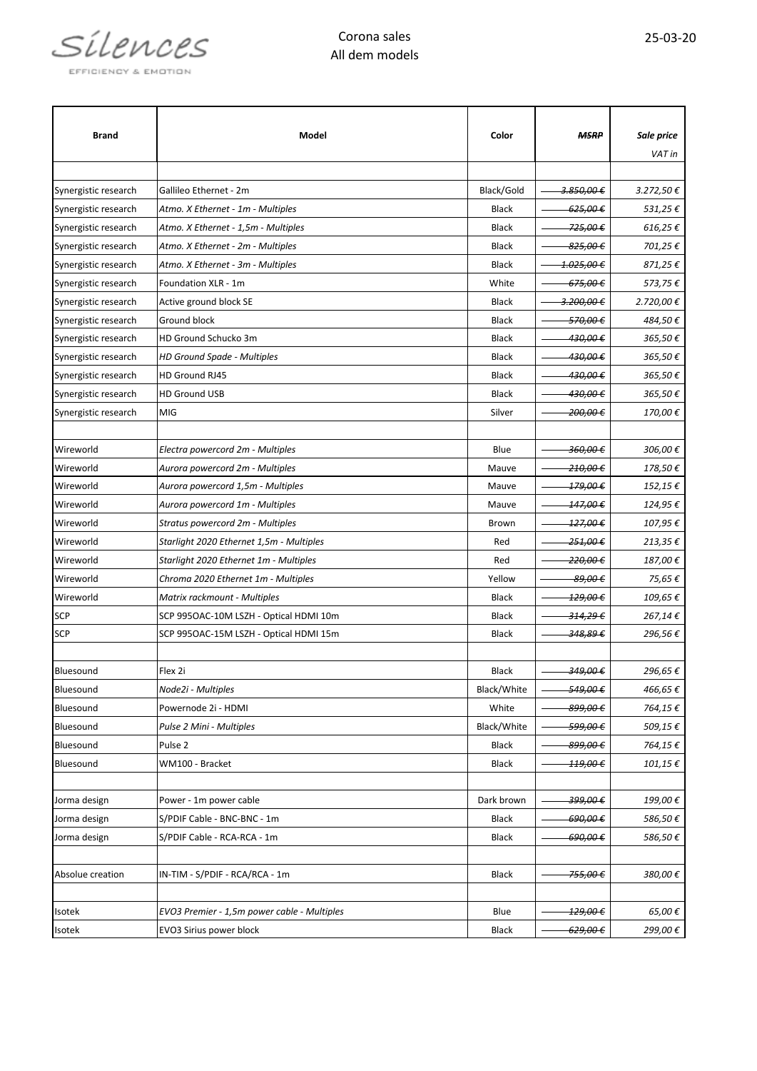Silences
EFFICIENCY & EMOTION

Corona sales
All dem models

25-03-20

| Brand | Model | Color | ~~MSRP~~ | *Sale price* *VAT in* |
|---|---|---|---|---|
| | | | | |
| Synergistic research | Gallileo Ethernet - 2m | Black/Gold | ~~3.850,00 €~~ | *3.272,50 €* |
| Synergistic research | *Atmo. X Ethernet - 1m - Multiples* | Black | ~~625,00 €~~ | *531,25 €* |
| Synergistic research | *Atmo. X Ethernet - 1,5m - Multiples* | Black | ~~725,00 €~~ | *616,25 €* |
| Synergistic research | *Atmo. X Ethernet - 2m - Multiples* | Black | ~~825,00 €~~ | *701,25 €* |
| Synergistic research | *Atmo. X Ethernet - 3m - Multiples* | Black | ~~1.025,00 €~~ | *871,25 €* |
| Synergistic research | Foundation XLR - 1m | White | ~~675,00 €~~ | *573,75 €* |
| Synergistic research | Active ground block SE | Black | ~~3.200,00 €~~ | *2.720,00 €* |
| Synergistic research | Ground block | Black | ~~570,00 €~~ | *484,50 €* |
| Synergistic research | HD Ground Schucko 3m | Black | ~~430,00 €~~ | *365,50 €* |
| Synergistic research | *HD Ground Spade - Multiples* | Black | ~~430,00 €~~ | *365,50 €* |
| Synergistic research | HD Ground RJ45 | Black | ~~430,00 €~~ | *365,50 €* |
| Synergistic research | HD Ground USB | Black | ~~430,00 €~~ | *365,50 €* |
| Synergistic research | MIG | Silver | ~~200,00 €~~ | *170,00 €* |
| | | | | |
| Wireworld | *Electra powercord 2m - Multiples* | Blue | ~~360,00 €~~ | *306,00 €* |
| Wireworld | *Aurora powercord 2m - Multiples* | Mauve | ~~210,00 €~~ | *178,50 €* |
| Wireworld | *Aurora powercord 1,5m - Multiples* | Mauve | ~~179,00 €~~ | *152,15 €* |
| Wireworld | *Aurora powercord 1m - Multiples* | Mauve | ~~147,00 €~~ | *124,95 €* |
| Wireworld | *Stratus powercord 2m - Multiples* | Brown | ~~127,00 €~~ | *107,95 €* |
| Wireworld | *Starlight 2020 Ethernet 1,5m - Multiples* | Red | ~~251,00 €~~ | *213,35 €* |
| Wireworld | *Starlight 2020 Ethernet 1m - Multiples* | Red | ~~220,00 €~~ | *187,00 €* |
| Wireworld | *Chroma 2020 Ethernet 1m - Multiples* | Yellow | ~~89,00 €~~ | *75,65 €* |
| Wireworld | *Matrix rackmount - Multiples* | Black | ~~129,00 €~~ | *109,65 €* |
| SCP | SCP 995OAC-10M LSZH - Optical HDMI 10m | Black | ~~314,29 €~~ | *267,14 €* |
| SCP | SCP 995OAC-15M LSZH - Optical HDMI 15m | Black | ~~348,89 €~~ | *296,56 €* |
| | | | | |
| Bluesound | Flex 2i | Black | ~~349,00 €~~ | *296,65 €* |
| Bluesound | *Node2i - Multiples* | Black/White | ~~549,00 €~~ | *466,65 €* |
| Bluesound | Powernode 2i - HDMI | White | ~~899,00 €~~ | *764,15 €* |
| Bluesound | *Pulse 2 Mini - Multiples* | Black/White | ~~599,00 €~~ | *509,15 €* |
| Bluesound | Pulse 2 | Black | ~~899,00 €~~ | *764,15 €* |
| Bluesound | WM100 - Bracket | Black | ~~119,00 €~~ | *101,15 €* |
| | | | | |
| Jorma design | Power - 1m power cable | Dark brown | ~~399,00 €~~ | *199,00 €* |
| Jorma design | S/PDIF Cable - BNC-BNC - 1m | Black | ~~690,00 €~~ | *586,50 €* |
| Jorma design | S/PDIF Cable - RCA-RCA - 1m | Black | ~~690,00 €~~ | *586,50 €* |
| | | | | |
| Absolue creation | IN-TIM - S/PDIF - RCA/RCA - 1m | Black | ~~755,00 €~~ | *380,00 €* |
| | | | | |
| Isotek | *EVO3 Premier - 1,5m power cable - Multiples* | Blue | ~~129,00 €~~ | *65,00 €* |
| Isotek | EVO3 Sirius power block | Black | ~~629,00 €~~ | *299,00 €* |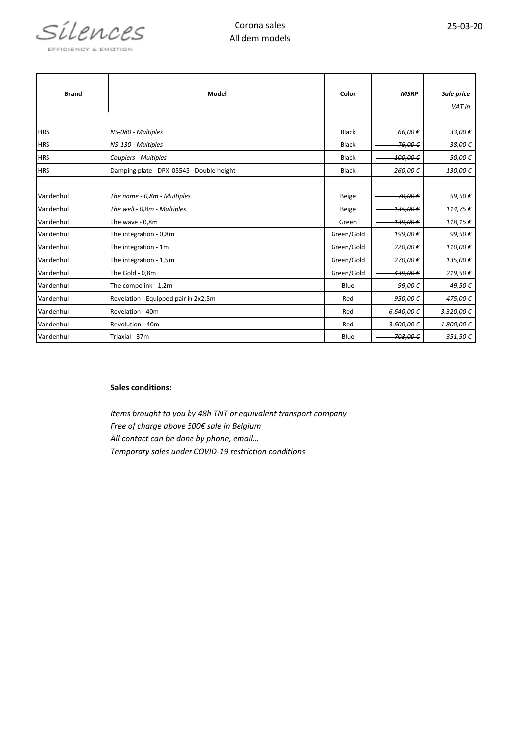Silences

EFFICIENCY & EMOTION

Corona sales
All dem models

25-03-20

| Brand | Model | Color | ~~MSRP~~ | *Sale price* *VAT in* |
|---|---|---|---|---|
| | | | | |
| HRS | *NS-080 - Multiples* | Black | ~~*66,00 €*~~ | *33,00 €* |
| HRS | *NS-130 - Multiples* | Black | ~~*76,00 €*~~ | *38,00 €* |
| HRS | *Couplers - Multiples* | Black | ~~*100,00 €*~~ | *50,00 €* |
| HRS | Damping plate - DPX-05545 - Double height | Black | ~~*260,00 €*~~ | *130,00 €* |
| | | | | |
| Vandenhul | *The name - 0,8m - Multiples* | Beige | ~~*70,00 €*~~ | *59,50 €* |
| Vandenhul | *The well - 0,8m - Multiples* | Beige | ~~*135,00 €*~~ | *114,75 €* |
| Vandenhul | The wave - 0,8m | Green | ~~*139,00 €*~~ | *118,15 €* |
| Vandenhul | The integration - 0,8m | Green/Gold | ~~*199,00 €*~~ | *99,50 €* |
| Vandenhul | The integration - 1m | Green/Gold | ~~*220,00 €*~~ | *110,00 €* |
| Vandenhul | The integration - 1,5m | Green/Gold | ~~*270,00 €*~~ | *135,00 €* |
| Vandenhul | The Gold - 0,8m | Green/Gold | ~~*439,00 €*~~ | *219,50 €* |
| Vandenhul | The compolink - 1,2m | Blue | ~~*99,00 €*~~ | *49,50 €* |
| Vandenhul | Revelation - Equipped pair in 2x2,5m | Red | ~~*950,00 €*~~ | *475,00 €* |
| Vandenhul | Revelation - 40m | Red | ~~*6.640,00 €*~~ | *3.320,00 €* |
| Vandenhul | Revolution - 40m | Red | ~~*3.600,00 €*~~ | *1.800,00 €* |
| Vandenhul | Triaxial - 37m | Blue | ~~*703,00 €*~~ | *351,50 €* |

**Sales conditions:**

*Items brought to you by 48h TNT or equivalent transport company*
*Free of charge above 500€ sale in Belgium*
*All contact can be done by phone, email…*
*Temporary sales under COVID-19 restriction conditions*